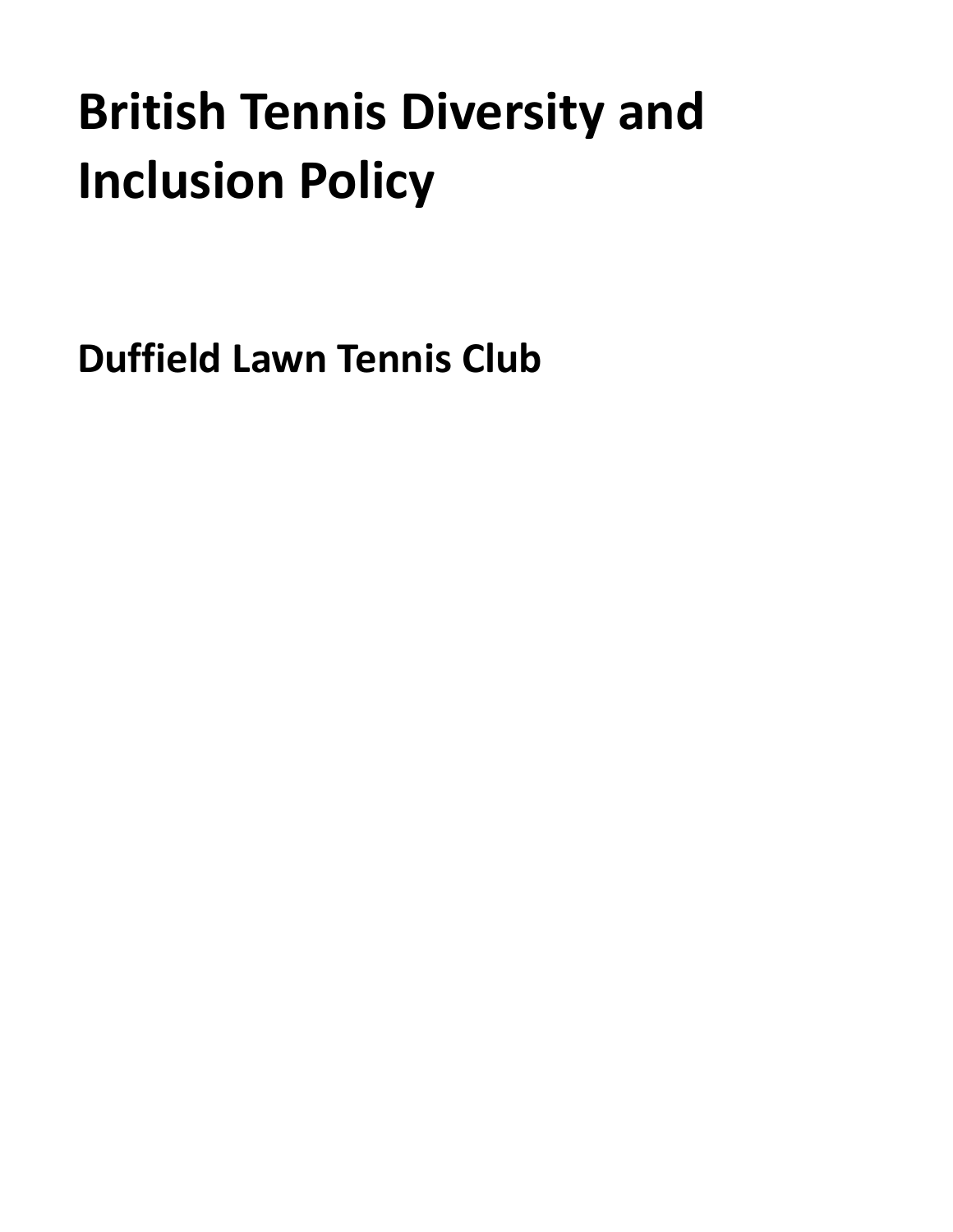# British Tennis Diversity and Inclusion Policy

## Duffield Lawn Tennis Club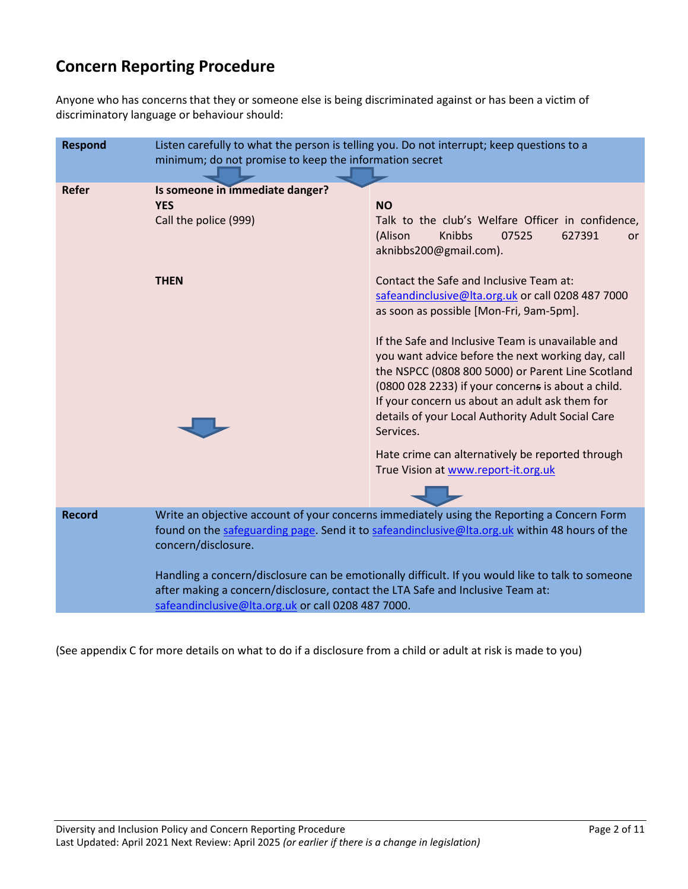## Concern Reporting Procedure

Anyone who has concerns that they or someone else is being discriminated against or has been a victim of discriminatory language or behaviour should:

| | | |
|---|---|---|
| **Respond** | Listen carefully to what the person is telling you. Do not interrupt; keep questions to a minimum; do not promise to keep the information secret | |
| **Refer** | **Is someone in immediate danger?**<br>**YES**<br>Call the police (999)<br><br>**THEN** | **NO**<br>Talk to the club's Welfare Officer in confidence, (Alison Knibbs 07525 627391 or aknibbs200@gmail.com).<br><br>Contact the Safe and Inclusive Team at: safeandinclusive@lta.org.uk or call 0208 487 7000 as soon as possible [Mon-Fri, 9am-5pm].<br><br>If the Safe and Inclusive Team is unavailable and you want advice before the next working day, call the NSPCC (0808 800 5000) or Parent Line Scotland (0800 028 2233) if your concerns is about a child. If your concern us about an adult ask them for details of your Local Authority Adult Social Care Services.<br><br>Hate crime can alternatively be reported through True Vision at www.report-it.org.uk |
| **Record** | Write an objective account of your concerns immediately using the Reporting a Concern Form found on the safeguarding page. Send it to safeandinclusive@lta.org.uk within 48 hours of the concern/disclosure.<br><br>Handling a concern/disclosure can be emotionally difficult. If you would like to talk to someone after making a concern/disclosure, contact the LTA Safe and Inclusive Team at: safeandinclusive@lta.org.uk or call 0208 487 7000. | |

(See appendix C for more details on what to do if a disclosure from a child or adult at risk is made to you)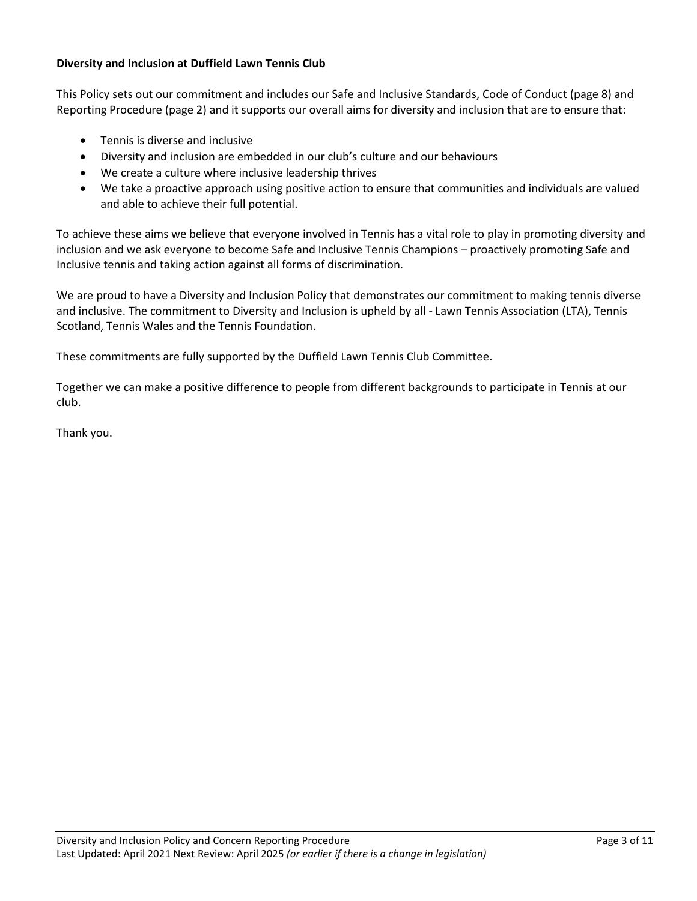**Diversity and Inclusion at Duffield Lawn Tennis Club**

This Policy sets out our commitment and includes our Safe and Inclusive Standards, Code of Conduct (page 8) and Reporting Procedure (page 2) and it supports our overall aims for diversity and inclusion that are to ensure that:

- Tennis is diverse and inclusive
- Diversity and inclusion are embedded in our club's culture and our behaviours
- We create a culture where inclusive leadership thrives
- We take a proactive approach using positive action to ensure that communities and individuals are valued and able to achieve their full potential.

To achieve these aims we believe that everyone involved in Tennis has a vital role to play in promoting diversity and inclusion and we ask everyone to become Safe and Inclusive Tennis Champions – proactively promoting Safe and Inclusive tennis and taking action against all forms of discrimination.

We are proud to have a Diversity and Inclusion Policy that demonstrates our commitment to making tennis diverse and inclusive. The commitment to Diversity and Inclusion is upheld by all - Lawn Tennis Association (LTA), Tennis Scotland, Tennis Wales and the Tennis Foundation.

These commitments are fully supported by the Duffield Lawn Tennis Club Committee.

Together we can make a positive difference to people from different backgrounds to participate in Tennis at our club.

Thank you.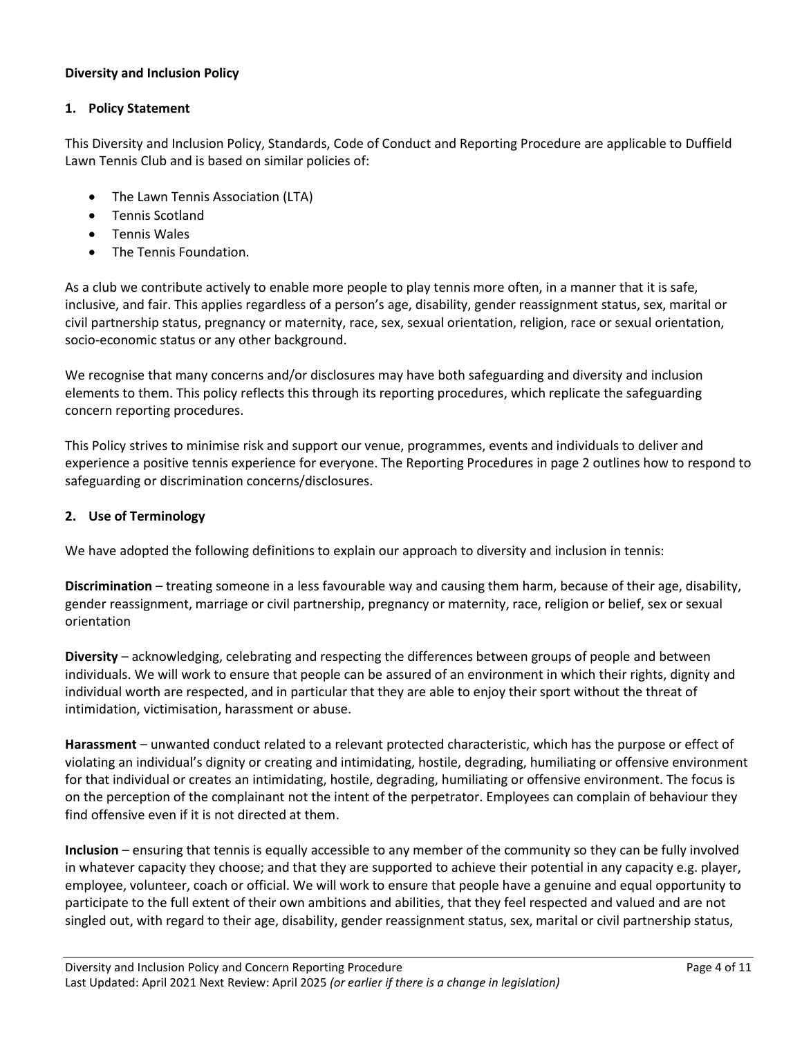**Diversity and Inclusion Policy**

## 1. Policy Statement

This Diversity and Inclusion Policy, Standards, Code of Conduct and Reporting Procedure are applicable to Duffield Lawn Tennis Club and is based on similar policies of:

- The Lawn Tennis Association (LTA)
- Tennis Scotland
- Tennis Wales
- The Tennis Foundation.

As a club we contribute actively to enable more people to play tennis more often, in a manner that it is safe, inclusive, and fair. This applies regardless of a person's age, disability, gender reassignment status, sex, marital or civil partnership status, pregnancy or maternity, race, sex, sexual orientation, religion, race or sexual orientation, socio-economic status or any other background.

We recognise that many concerns and/or disclosures may have both safeguarding and diversity and inclusion elements to them. This policy reflects this through its reporting procedures, which replicate the safeguarding concern reporting procedures.

This Policy strives to minimise risk and support our venue, programmes, events and individuals to deliver and experience a positive tennis experience for everyone. The Reporting Procedures in page 2 outlines how to respond to safeguarding or discrimination concerns/disclosures.

## 2. Use of Terminology

We have adopted the following definitions to explain our approach to diversity and inclusion in tennis:

**Discrimination** – treating someone in a less favourable way and causing them harm, because of their age, disability, gender reassignment, marriage or civil partnership, pregnancy or maternity, race, religion or belief, sex or sexual orientation

**Diversity** – acknowledging, celebrating and respecting the differences between groups of people and between individuals. We will work to ensure that people can be assured of an environment in which their rights, dignity and individual worth are respected, and in particular that they are able to enjoy their sport without the threat of intimidation, victimisation, harassment or abuse.

**Harassment** – unwanted conduct related to a relevant protected characteristic, which has the purpose or effect of violating an individual's dignity or creating and intimidating, hostile, degrading, humiliating or offensive environment for that individual or creates an intimidating, hostile, degrading, humiliating or offensive environment. The focus is on the perception of the complainant not the intent of the perpetrator. Employees can complain of behaviour they find offensive even if it is not directed at them.

**Inclusion** – ensuring that tennis is equally accessible to any member of the community so they can be fully involved in whatever capacity they choose; and that they are supported to achieve their potential in any capacity e.g. player, employee, volunteer, coach or official. We will work to ensure that people have a genuine and equal opportunity to participate to the full extent of their own ambitions and abilities, that they feel respected and valued and are not singled out, with regard to their age, disability, gender reassignment status, sex, marital or civil partnership status,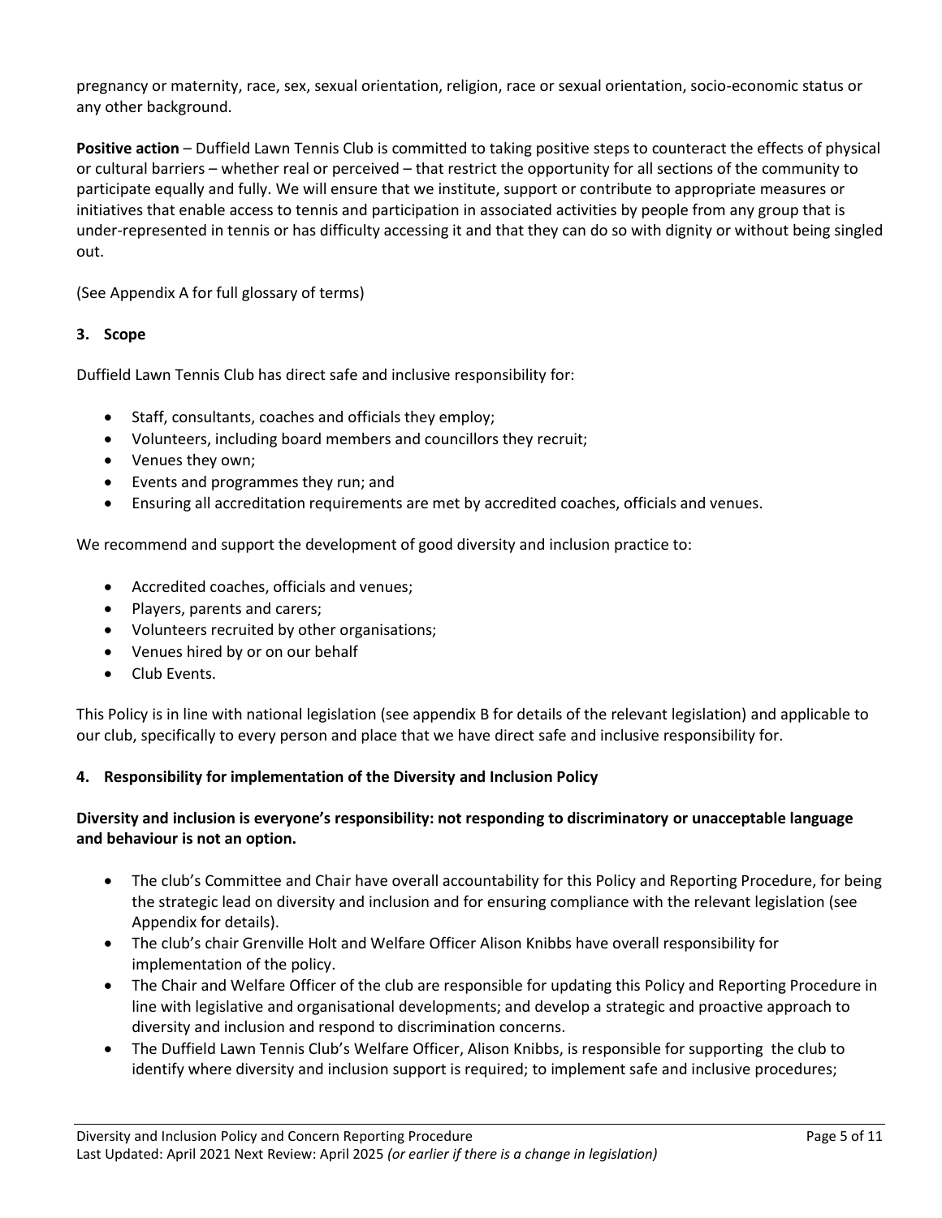pregnancy or maternity, race, sex, sexual orientation, religion, race or sexual orientation, socio-economic status or any other background.

**Positive action** – Duffield Lawn Tennis Club is committed to taking positive steps to counteract the effects of physical or cultural barriers – whether real or perceived – that restrict the opportunity for all sections of the community to participate equally and fully. We will ensure that we institute, support or contribute to appropriate measures or initiatives that enable access to tennis and participation in associated activities by people from any group that is under-represented in tennis or has difficulty accessing it and that they can do so with dignity or without being singled out.

(See Appendix A for full glossary of terms)

### 3. Scope

Duffield Lawn Tennis Club has direct safe and inclusive responsibility for:

- Staff, consultants, coaches and officials they employ;
- Volunteers, including board members and councillors they recruit;
- Venues they own;
- Events and programmes they run; and
- Ensuring all accreditation requirements are met by accredited coaches, officials and venues.

We recommend and support the development of good diversity and inclusion practice to:

- Accredited coaches, officials and venues;
- Players, parents and carers;
- Volunteers recruited by other organisations;
- Venues hired by or on our behalf
- Club Events.

This Policy is in line with national legislation (see appendix B for details of the relevant legislation) and applicable to our club, specifically to every person and place that we have direct safe and inclusive responsibility for.

### 4. Responsibility for implementation of the Diversity and Inclusion Policy

**Diversity and inclusion is everyone's responsibility: not responding to discriminatory or unacceptable language and behaviour is not an option.**

- The club's Committee and Chair have overall accountability for this Policy and Reporting Procedure, for being the strategic lead on diversity and inclusion and for ensuring compliance with the relevant legislation (see Appendix for details).
- The club's chair Grenville Holt and Welfare Officer Alison Knibbs have overall responsibility for implementation of the policy.
- The Chair and Welfare Officer of the club are responsible for updating this Policy and Reporting Procedure in line with legislative and organisational developments; and develop a strategic and proactive approach to diversity and inclusion and respond to discrimination concerns.
- The Duffield Lawn Tennis Club's Welfare Officer, Alison Knibbs, is responsible for supporting the club to identify where diversity and inclusion support is required; to implement safe and inclusive procedures;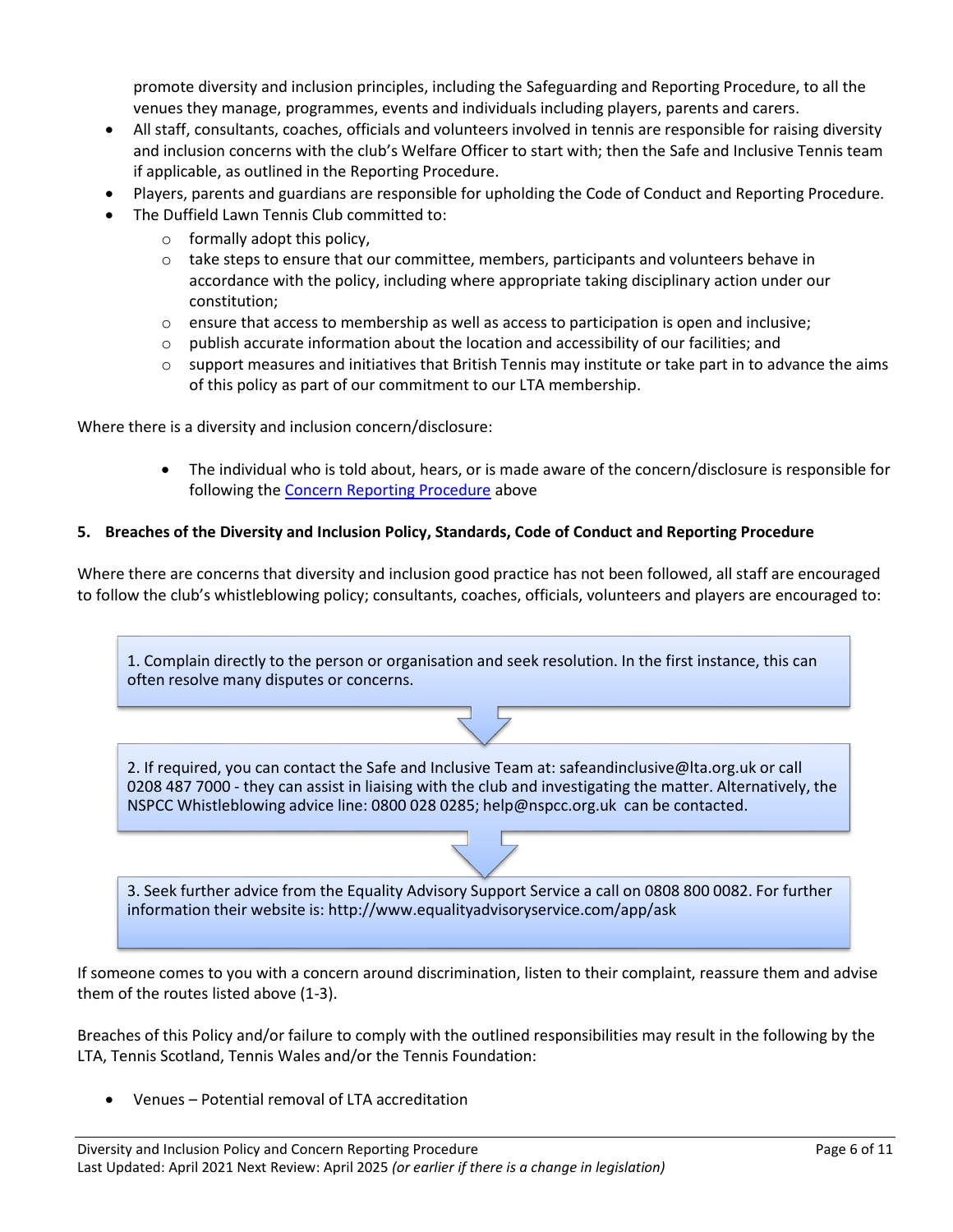promote diversity and inclusion principles, including the Safeguarding and Reporting Procedure, to all the venues they manage, programmes, events and individuals including players, parents and carers.

- All staff, consultants, coaches, officials and volunteers involved in tennis are responsible for raising diversity and inclusion concerns with the club's Welfare Officer to start with; then the Safe and Inclusive Tennis team if applicable, as outlined in the Reporting Procedure.
- Players, parents and guardians are responsible for upholding the Code of Conduct and Reporting Procedure.
- The Duffield Lawn Tennis Club committed to:
  - formally adopt this policy,
  - take steps to ensure that our committee, members, participants and volunteers behave in accordance with the policy, including where appropriate taking disciplinary action under our constitution;
  - ensure that access to membership as well as access to participation is open and inclusive;
  - publish accurate information about the location and accessibility of our facilities; and
  - support measures and initiatives that British Tennis may institute or take part in to advance the aims of this policy as part of our commitment to our LTA membership.

Where there is a diversity and inclusion concern/disclosure:

- The individual who is told about, hears, or is made aware of the concern/disclosure is responsible for following the Concern Reporting Procedure above

## 5. Breaches of the Diversity and Inclusion Policy, Standards, Code of Conduct and Reporting Procedure

Where there are concerns that diversity and inclusion good practice has not been followed, all staff are encouraged to follow the club's whistleblowing policy; consultants, coaches, officials, volunteers and players are encouraged to:

1. Complain directly to the person or organisation and seek resolution. In the first instance, this can often resolve many disputes or concerns.

2. If required, you can contact the Safe and Inclusive Team at: safeandinclusive@lta.org.uk or call 0208 487 7000 - they can assist in liaising with the club and investigating the matter. Alternatively, the NSPCC Whistleblowing advice line: 0800 028 0285; help@nspcc.org.uk can be contacted.

3. Seek further advice from the Equality Advisory Support Service a call on 0808 800 0082. For further information their website is: http://www.equalityadvisoryservice.com/app/ask

If someone comes to you with a concern around discrimination, listen to their complaint, reassure them and advise them of the routes listed above (1-3).

Breaches of this Policy and/or failure to comply with the outlined responsibilities may result in the following by the LTA, Tennis Scotland, Tennis Wales and/or the Tennis Foundation:

- Venues – Potential removal of LTA accreditation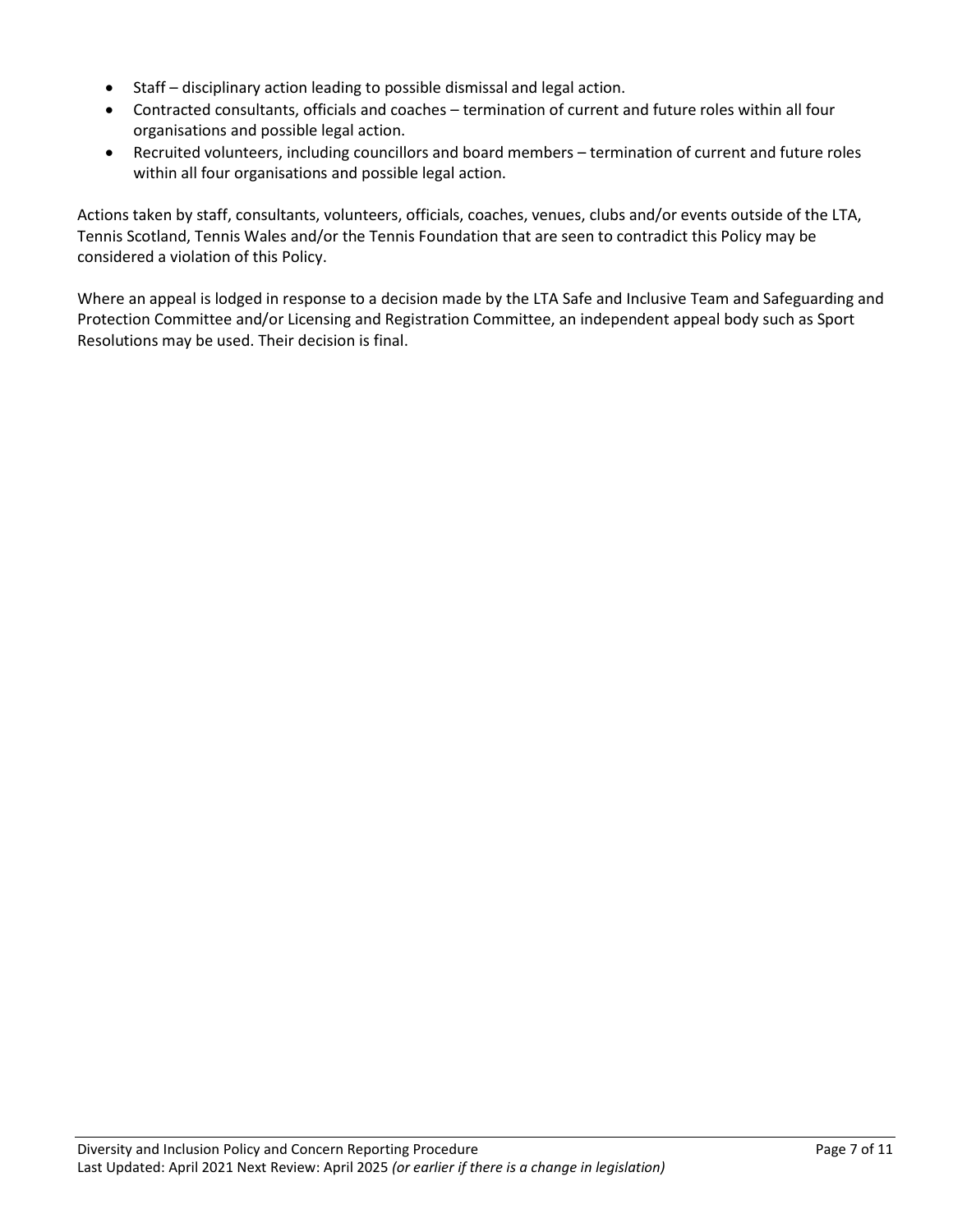- Staff – disciplinary action leading to possible dismissal and legal action.
- Contracted consultants, officials and coaches – termination of current and future roles within all four organisations and possible legal action.
- Recruited volunteers, including councillors and board members – termination of current and future roles within all four organisations and possible legal action.

Actions taken by staff, consultants, volunteers, officials, coaches, venues, clubs and/or events outside of the LTA, Tennis Scotland, Tennis Wales and/or the Tennis Foundation that are seen to contradict this Policy may be considered a violation of this Policy.

Where an appeal is lodged in response to a decision made by the LTA Safe and Inclusive Team and Safeguarding and Protection Committee and/or Licensing and Registration Committee, an independent appeal body such as Sport Resolutions may be used. Their decision is final.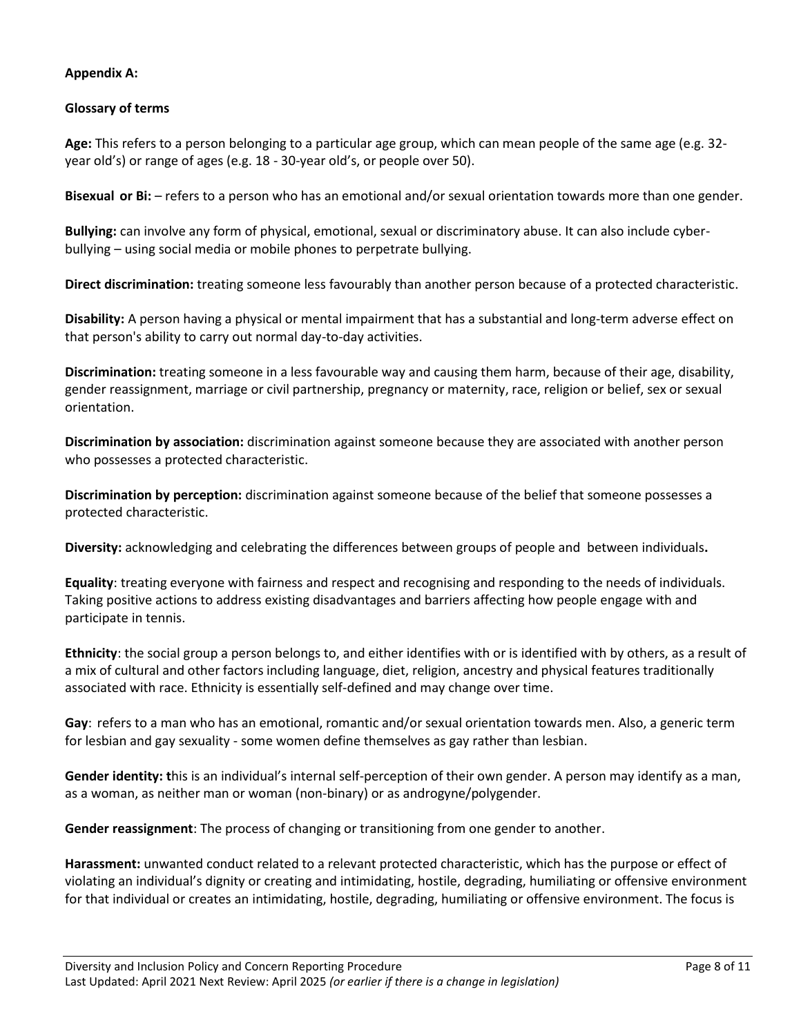**Appendix A:**

**Glossary of terms**

**Age:** This refers to a person belonging to a particular age group, which can mean people of the same age (e.g. 32-year old's) or range of ages (e.g. 18 - 30-year old's, or people over 50).

**Bisexual or Bi:** – refers to a person who has an emotional and/or sexual orientation towards more than one gender.

**Bullying:** can involve any form of physical, emotional, sexual or discriminatory abuse. It can also include cyber-bullying – using social media or mobile phones to perpetrate bullying.

**Direct discrimination:** treating someone less favourably than another person because of a protected characteristic.

**Disability:** A person having a physical or mental impairment that has a substantial and long-term adverse effect on that person's ability to carry out normal day-to-day activities.

**Discrimination:** treating someone in a less favourable way and causing them harm, because of their age, disability, gender reassignment, marriage or civil partnership, pregnancy or maternity, race, religion or belief, sex or sexual orientation.

**Discrimination by association:** discrimination against someone because they are associated with another person who possesses a protected characteristic.

**Discrimination by perception:** discrimination against someone because of the belief that someone possesses a protected characteristic.

**Diversity:** acknowledging and celebrating the differences between groups of people and between individuals**.**

**Equality**: treating everyone with fairness and respect and recognising and responding to the needs of individuals. Taking positive actions to address existing disadvantages and barriers affecting how people engage with and participate in tennis.

**Ethnicity**: the social group a person belongs to, and either identifies with or is identified with by others, as a result of a mix of cultural and other factors including language, diet, religion, ancestry and physical features traditionally associated with race. Ethnicity is essentially self-defined and may change over time.

**Gay**: refers to a man who has an emotional, romantic and/or sexual orientation towards men. Also, a generic term for lesbian and gay sexuality - some women define themselves as gay rather than lesbian.

**Gender identity: t**his is an individual's internal self-perception of their own gender. A person may identify as a man, as a woman, as neither man or woman (non-binary) or as androgyne/polygender.

**Gender reassignment**: The process of changing or transitioning from one gender to another.

**Harassment:** unwanted conduct related to a relevant protected characteristic, which has the purpose or effect of violating an individual's dignity or creating and intimidating, hostile, degrading, humiliating or offensive environment for that individual or creates an intimidating, hostile, degrading, humiliating or offensive environment. The focus is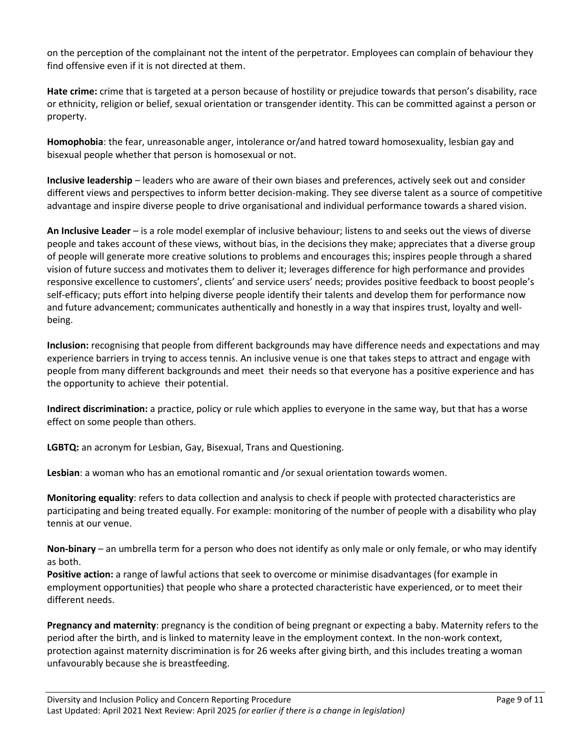on the perception of the complainant not the intent of the perpetrator. Employees can complain of behaviour they find offensive even if it is not directed at them.

**Hate crime:** crime that is targeted at a person because of hostility or prejudice towards that person's disability, race or ethnicity, religion or belief, sexual orientation or transgender identity. This can be committed against a person or property.

**Homophobia**: the fear, unreasonable anger, intolerance or/and hatred toward homosexuality, lesbian gay and bisexual people whether that person is homosexual or not.

**Inclusive leadership** – leaders who are aware of their own biases and preferences, actively seek out and consider different views and perspectives to inform better decision-making. They see diverse talent as a source of competitive advantage and inspire diverse people to drive organisational and individual performance towards a shared vision.

**An Inclusive Leader** – is a role model exemplar of inclusive behaviour; listens to and seeks out the views of diverse people and takes account of these views, without bias, in the decisions they make; appreciates that a diverse group of people will generate more creative solutions to problems and encourages this; inspires people through a shared vision of future success and motivates them to deliver it; leverages difference for high performance and provides responsive excellence to customers', clients' and service users' needs; provides positive feedback to boost people's self-efficacy; puts effort into helping diverse people identify their talents and develop them for performance now and future advancement; communicates authentically and honestly in a way that inspires trust, loyalty and well-being.

**Inclusion:** recognising that people from different backgrounds may have difference needs and expectations and may experience barriers in trying to access tennis. An inclusive venue is one that takes steps to attract and engage with people from many different backgrounds and meet their needs so that everyone has a positive experience and has the opportunity to achieve their potential.

**Indirect discrimination:** a practice, policy or rule which applies to everyone in the same way, but that has a worse effect on some people than others.

**LGBTQ:** an acronym for Lesbian, Gay, Bisexual, Trans and Questioning.

**Lesbian**: a woman who has an emotional romantic and /or sexual orientation towards women.

**Monitoring equality**: refers to data collection and analysis to check if people with protected characteristics are participating and being treated equally. For example: monitoring of the number of people with a disability who play tennis at our venue.

**Non-binary** – an umbrella term for a person who does not identify as only male or only female, or who may identify as both.

**Positive action:** a range of lawful actions that seek to overcome or minimise disadvantages (for example in employment opportunities) that people who share a protected characteristic have experienced, or to meet their different needs.

**Pregnancy and maternity**: pregnancy is the condition of being pregnant or expecting a baby. Maternity refers to the period after the birth, and is linked to maternity leave in the employment context. In the non-work context, protection against maternity discrimination is for 26 weeks after giving birth, and this includes treating a woman unfavourably because she is breastfeeding.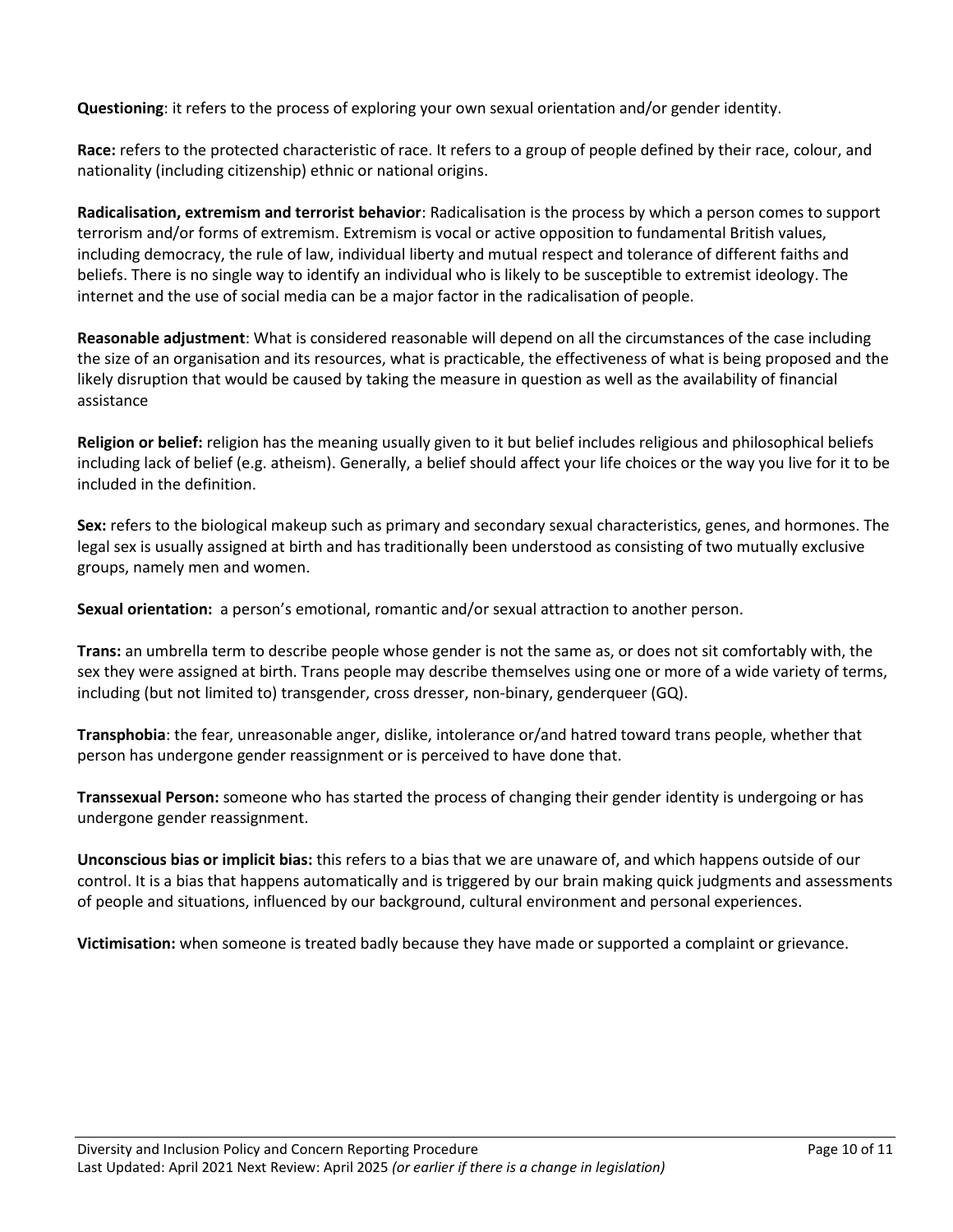**Questioning**: it refers to the process of exploring your own sexual orientation and/or gender identity.

**Race:** refers to the protected characteristic of race. It refers to a group of people defined by their race, colour, and nationality (including citizenship) ethnic or national origins.

**Radicalisation, extremism and terrorist behavior**: Radicalisation is the process by which a person comes to support terrorism and/or forms of extremism. Extremism is vocal or active opposition to fundamental British values, including democracy, the rule of law, individual liberty and mutual respect and tolerance of different faiths and beliefs. There is no single way to identify an individual who is likely to be susceptible to extremist ideology. The internet and the use of social media can be a major factor in the radicalisation of people.

**Reasonable adjustment**: What is considered reasonable will depend on all the circumstances of the case including the size of an organisation and its resources, what is practicable, the effectiveness of what is being proposed and the likely disruption that would be caused by taking the measure in question as well as the availability of financial assistance

**Religion or belief:** religion has the meaning usually given to it but belief includes religious and philosophical beliefs including lack of belief (e.g. atheism). Generally, a belief should affect your life choices or the way you live for it to be included in the definition.

**Sex:** refers to the biological makeup such as primary and secondary sexual characteristics, genes, and hormones. The legal sex is usually assigned at birth and has traditionally been understood as consisting of two mutually exclusive groups, namely men and women.

**Sexual orientation:** a person's emotional, romantic and/or sexual attraction to another person.

**Trans:** an umbrella term to describe people whose gender is not the same as, or does not sit comfortably with, the sex they were assigned at birth. Trans people may describe themselves using one or more of a wide variety of terms, including (but not limited to) transgender, cross dresser, non-binary, genderqueer (GQ).

**Transphobia**: the fear, unreasonable anger, dislike, intolerance or/and hatred toward trans people, whether that person has undergone gender reassignment or is perceived to have done that.

**Transsexual Person:** someone who has started the process of changing their gender identity is undergoing or has undergone gender reassignment.

**Unconscious bias or implicit bias:** this refers to a bias that we are unaware of, and which happens outside of our control. It is a bias that happens automatically and is triggered by our brain making quick judgments and assessments of people and situations, influenced by our background, cultural environment and personal experiences.

**Victimisation:** when someone is treated badly because they have made or supported a complaint or grievance.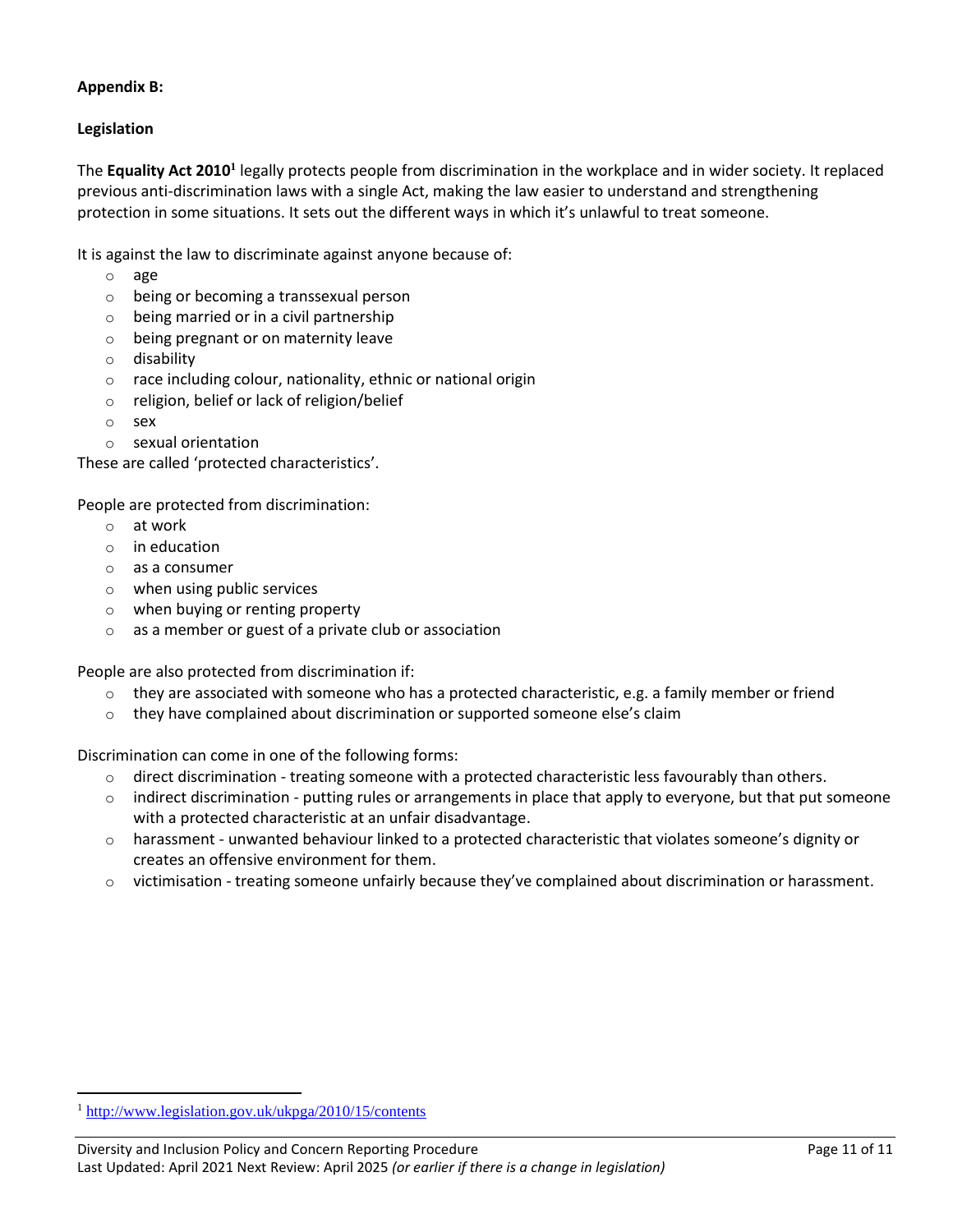**Appendix B:**

**Legislation**

The **Equality Act 2010**[1] legally protects people from discrimination in the workplace and in wider society. It replaced previous anti-discrimination laws with a single Act, making the law easier to understand and strengthening protection in some situations. It sets out the different ways in which it's unlawful to treat someone.

It is against the law to discriminate against anyone because of:

- age
- being or becoming a transsexual person
- being married or in a civil partnership
- being pregnant or on maternity leave
- disability
- race including colour, nationality, ethnic or national origin
- religion, belief or lack of religion/belief
- sex
- sexual orientation

These are called 'protected characteristics'.

People are protected from discrimination:

- at work
- in education
- as a consumer
- when using public services
- when buying or renting property
- as a member or guest of a private club or association

People are also protected from discrimination if:

- they are associated with someone who has a protected characteristic, e.g. a family member or friend
- they have complained about discrimination or supported someone else's claim

Discrimination can come in one of the following forms:

- direct discrimination - treating someone with a protected characteristic less favourably than others.
- indirect discrimination - putting rules or arrangements in place that apply to everyone, but that put someone with a protected characteristic at an unfair disadvantage.
- harassment - unwanted behaviour linked to a protected characteristic that violates someone's dignity or creates an offensive environment for them.
- victimisation - treating someone unfairly because they've complained about discrimination or harassment.

[1] http://www.legislation.gov.uk/ukpga/2010/15/contents

Diversity and Inclusion Policy and Concern Reporting Procedure
Last Updated: April 2021 Next Review: April 2025 *(or earlier if there is a change in legislation)*